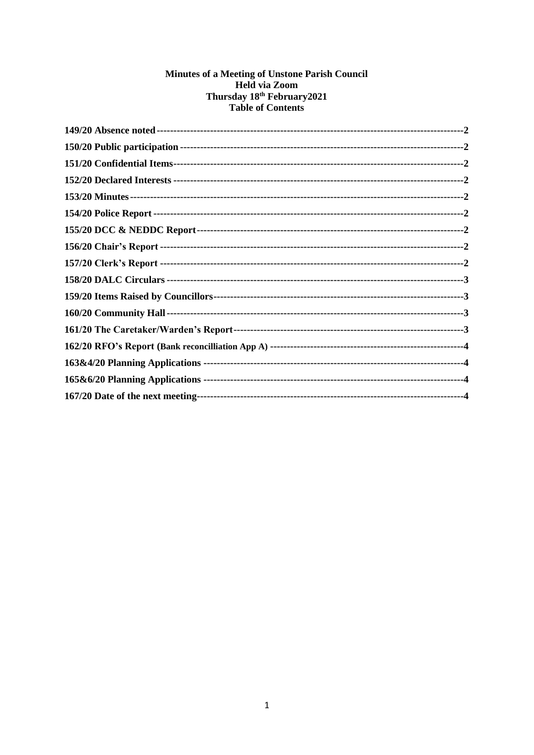# Minutes of a Meeting of Unstone Parish Council
## Held via Zoom
## Thursday 18th February2021
## Table of Contents

**149/20 Absence noted** -------------------------------------------------------------------------------------2
**150/20 Public participation** -------------------------------------------------------------------------------2
**151/20 Confidential Items**----------------------------------------------------------------------------------2
**152/20 Declared Interests** ---------------------------------------------------------------------------------2
**153/20 Minutes**---------------------------------------------------------------------------------------------2
**154/20 Police Report** --------------------------------------------------------------------------------------2
**155/20 DCC & NEDDC Report**------------------------------------------------------------------------------2
**156/20 Chair's Report** -------------------------------------------------------------------------------------2
**157/20 Clerk's Report** -------------------------------------------------------------------------------------2
**158/20 DALC Circulars** ------------------------------------------------------------------------------------3
**159/20 Items Raised by Councillors**---------------------------------------------------------------------3
**160/20 Community Hall** -----------------------------------------------------------------------------------3
**161/20 The Caretaker/Warden's Report**------------------------------------------------------------------3
**162/20 RFO's Report (Bank reconcilliation App A)** ------------------------------------------------------4
**163&4/20 Planning Applications** ---------------------------------------------------------------------------4
**165&6/20 Planning Applications** ---------------------------------------------------------------------------4
**167/20 Date of the next meeting**---------------------------------------------------------------------------4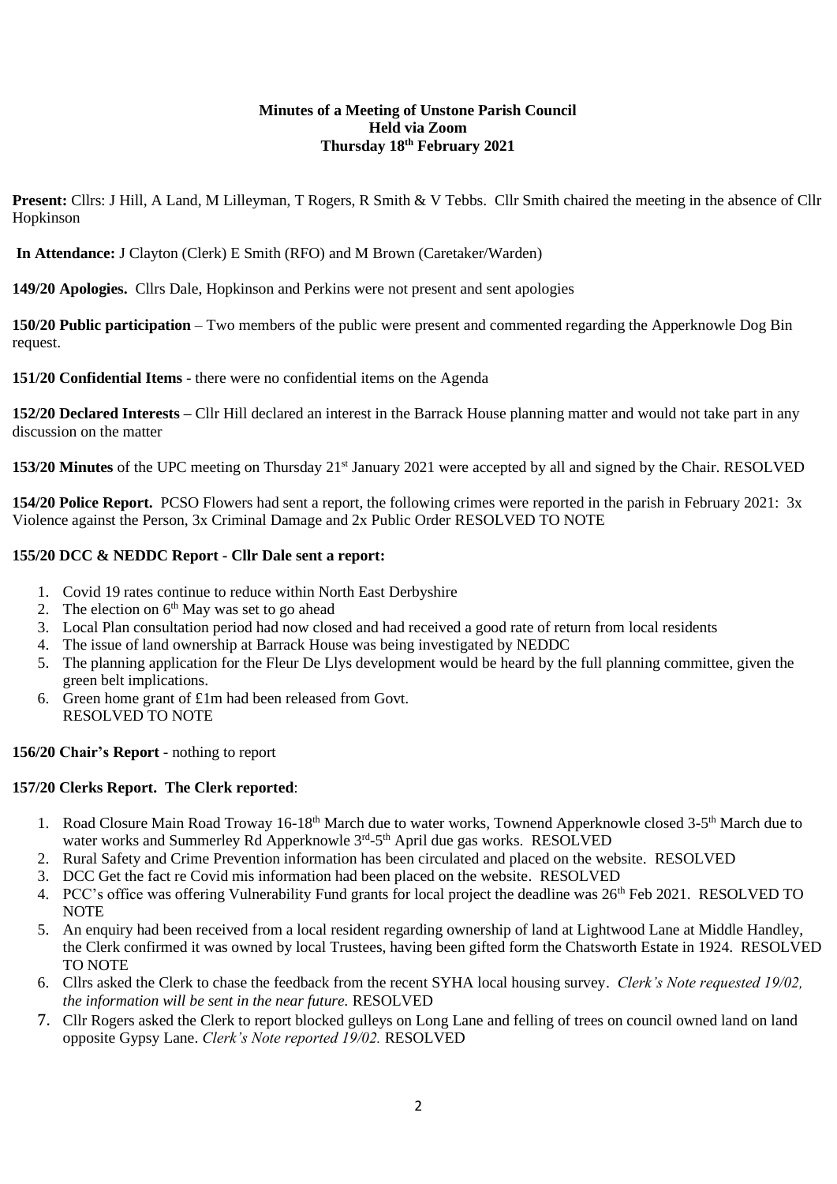**Minutes of a Meeting of Unstone Parish Council**
**Held via Zoom**
**Thursday 18th February 2021**

**Present:** Cllrs: J Hill, A Land, M Lilleyman, T Rogers, R Smith & V Tebbs. Cllr Smith chaired the meeting in the absence of Cllr Hopkinson

**In Attendance:** J Clayton (Clerk) E Smith (RFO) and M Brown (Caretaker/Warden)

**149/20 Apologies.** Cllrs Dale, Hopkinson and Perkins were not present and sent apologies

**150/20 Public participation** – Two members of the public were present and commented regarding the Apperknowle Dog Bin request.

**151/20 Confidential Items** - there were no confidential items on the Agenda

**152/20 Declared Interests –** Cllr Hill declared an interest in the Barrack House planning matter and would not take part in any discussion on the matter

**153/20 Minutes** of the UPC meeting on Thursday 21st January 2021 were accepted by all and signed by the Chair. RESOLVED

**154/20 Police Report.** PCSO Flowers had sent a report, the following crimes were reported in the parish in February 2021: 3x Violence against the Person, 3x Criminal Damage and 2x Public Order RESOLVED TO NOTE

**155/20 DCC & NEDDC Report - Cllr Dale sent a report:**

1. Covid 19 rates continue to reduce within North East Derbyshire
2. The election on 6th May was set to go ahead
3. Local Plan consultation period had now closed and had received a good rate of return from local residents
4. The issue of land ownership at Barrack House was being investigated by NEDDC
5. The planning application for the Fleur De Lys development would be heard by the full planning committee, given the green belt implications.
6. Green home grant of £1m had been released from Govt.
   RESOLVED TO NOTE

**156/20 Chair's Report** - nothing to report

**157/20 Clerks Report. The Clerk reported**:

1. Road Closure Main Road Troway 16-18th March due to water works, Townend Apperknowle closed 3-5th March due to water works and Summerley Rd Apperknowle 3rd-5th April due gas works. RESOLVED
2. Rural Safety and Crime Prevention information has been circulated and placed on the website. RESOLVED
3. DCC Get the fact re Covid mis information had been placed on the website. RESOLVED
4. PCC's office was offering Vulnerability Fund grants for local project the deadline was 26th Feb 2021. RESOLVED TO NOTE
5. An enquiry had been received from a local resident regarding ownership of land at Lightwood Lane at Middle Handley, the Clerk confirmed it was owned by local Trustees, having been gifted form the Chatsworth Estate in 1924. RESOLVED TO NOTE
6. Cllrs asked the Clerk to chase the feedback from the recent SYHA local housing survey. *Clerk's Note requested 19/02, the information will be sent in the near future.* RESOLVED
7. Cllr Rogers asked the Clerk to report blocked gulleys on Long Lane and felling of trees on council owned land on land opposite Gypsy Lane. *Clerk's Note reported 19/02.* RESOLVED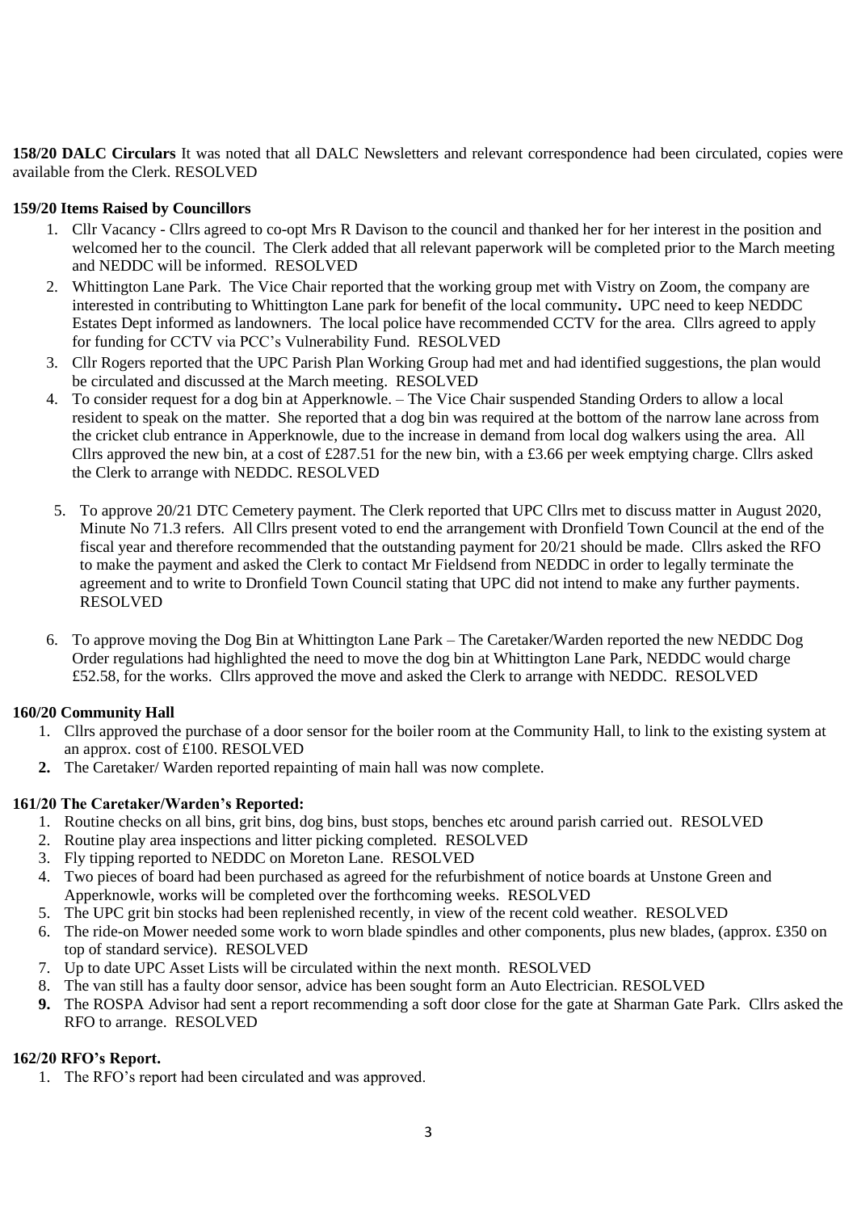**158/20 DALC Circulars** It was noted that all DALC Newsletters and relevant correspondence had been circulated, copies were available from the Clerk. RESOLVED

**159/20 Items Raised by Councillors**

1. Cllr Vacancy - Cllrs agreed to co-opt Mrs R Davison to the council and thanked her for her interest in the position and welcomed her to the council. The Clerk added that all relevant paperwork will be completed prior to the March meeting and NEDDC will be informed. RESOLVED
2. Whittington Lane Park. The Vice Chair reported that the working group met with Vistry on Zoom, the company are interested in contributing to Whittington Lane park for benefit of the local community**.** UPC need to keep NEDDC Estates Dept informed as landowners. The local police have recommended CCTV for the area. Cllrs agreed to apply for funding for CCTV via PCC's Vulnerability Fund. RESOLVED
3. Cllr Rogers reported that the UPC Parish Plan Working Group had met and had identified suggestions, the plan would be circulated and discussed at the March meeting. RESOLVED
4. To consider request for a dog bin at Apperknowle. – The Vice Chair suspended Standing Orders to allow a local resident to speak on the matter. She reported that a dog bin was required at the bottom of the narrow lane across from the cricket club entrance in Apperknowle, due to the increase in demand from local dog walkers using the area. All Cllrs approved the new bin, at a cost of £287.51 for the new bin, with a £3.66 per week emptying charge. Cllrs asked the Clerk to arrange with NEDDC. RESOLVED
5. To approve 20/21 DTC Cemetery payment. The Clerk reported that UPC Cllrs met to discuss matter in August 2020, Minute No 71.3 refers. All Cllrs present voted to end the arrangement with Dronfield Town Council at the end of the fiscal year and therefore recommended that the outstanding payment for 20/21 should be made. Cllrs asked the RFO to make the payment and asked the Clerk to contact Mr Fieldsend from NEDDC in order to legally terminate the agreement and to write to Dronfield Town Council stating that UPC did not intend to make any further payments. RESOLVED
6. To approve moving the Dog Bin at Whittington Lane Park – The Caretaker/Warden reported the new NEDDC Dog Order regulations had highlighted the need to move the dog bin at Whittington Lane Park, NEDDC would charge £52.58, for the works. Cllrs approved the move and asked the Clerk to arrange with NEDDC. RESOLVED

**160/20 Community Hall**

1. Cllrs approved the purchase of a door sensor for the boiler room at the Community Hall, to link to the existing system at an approx. cost of £100. RESOLVED
2. The Caretaker/ Warden reported repainting of main hall was now complete.

**161/20 The Caretaker/Warden's Reported:**

1. Routine checks on all bins, grit bins, dog bins, bust stops, benches etc around parish carried out. RESOLVED
2. Routine play area inspections and litter picking completed. RESOLVED
3. Fly tipping reported to NEDDC on Moreton Lane. RESOLVED
4. Two pieces of board had been purchased as agreed for the refurbishment of notice boards at Unstone Green and Apperknowle, works will be completed over the forthcoming weeks. RESOLVED
5. The UPC grit bin stocks had been replenished recently, in view of the recent cold weather. RESOLVED
6. The ride-on Mower needed some work to worn blade spindles and other components, plus new blades, (approx. £350 on top of standard service). RESOLVED
7. Up to date UPC Asset Lists will be circulated within the next month. RESOLVED
8. The van still has a faulty door sensor, advice has been sought form an Auto Electrician. RESOLVED
9. The ROSPA Advisor had sent a report recommending a soft door close for the gate at Sharman Gate Park. Cllrs asked the RFO to arrange. RESOLVED

**162/20 RFO's Report.**

1. The RFO's report had been circulated and was approved.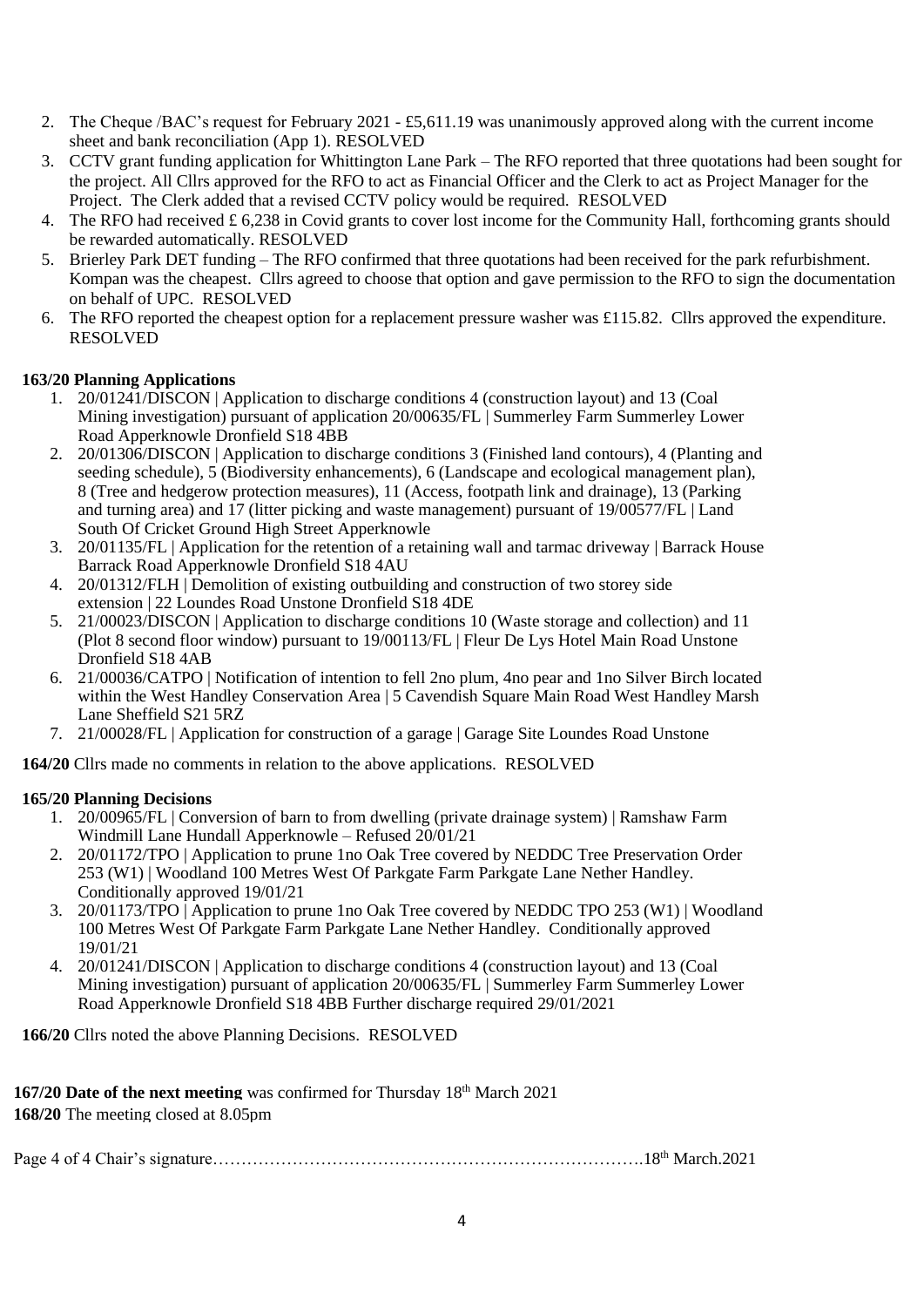2. The Cheque /BAC's request for February 2021 - £5,611.19 was unanimously approved along with the current income sheet and bank reconciliation (App 1). RESOLVED
3. CCTV grant funding application for Whittington Lane Park – The RFO reported that three quotations had been sought for the project. All Cllrs approved for the RFO to act as Financial Officer and the Clerk to act as Project Manager for the Project. The Clerk added that a revised CCTV policy would be required. RESOLVED
4. The RFO had received £ 6,238 in Covid grants to cover lost income for the Community Hall, forthcoming grants should be rewarded automatically. RESOLVED
5. Brierley Park DET funding – The RFO confirmed that three quotations had been received for the park refurbishment. Kompan was the cheapest. Cllrs agreed to choose that option and gave permission to the RFO to sign the documentation on behalf of UPC. RESOLVED
6. The RFO reported the cheapest option for a replacement pressure washer was £115.82. Cllrs approved the expenditure. RESOLVED

**163/20 Planning Applications**

1. 20/01241/DISCON | Application to discharge conditions 4 (construction layout) and 13 (Coal Mining investigation) pursuant of application 20/00635/FL | Summerley Farm Summerley Lower Road Apperknowle Dronfield S18 4BB
2. 20/01306/DISCON | Application to discharge conditions 3 (Finished land contours), 4 (Planting and seeding schedule), 5 (Biodiversity enhancements), 6 (Landscape and ecological management plan), 8 (Tree and hedgerow protection measures), 11 (Access, footpath link and drainage), 13 (Parking and turning area) and 17 (litter picking and waste management) pursuant of 19/00577/FL | Land South Of Cricket Ground High Street Apperknowle
3. 20/01135/FL | Application for the retention of a retaining wall and tarmac driveway | Barrack House Barrack Road Apperknowle Dronfield S18 4AU
4. 20/01312/FLH | Demolition of existing outbuilding and construction of two storey side extension | 22 Loundes Road Unstone Dronfield S18 4DE
5. 21/00023/DISCON | Application to discharge conditions 10 (Waste storage and collection) and 11 (Plot 8 second floor window) pursuant to 19/00113/FL | Fleur De Lys Hotel Main Road Unstone Dronfield S18 4AB
6. 21/00036/CATPO | Notification of intention to fell 2no plum, 4no pear and 1no Silver Birch located within the West Handley Conservation Area | 5 Cavendish Square Main Road West Handley Marsh Lane Sheffield S21 5RZ
7. 21/00028/FL | Application for construction of a garage | Garage Site Loundes Road Unstone

**164/20** Cllrs made no comments in relation to the above applications. RESOLVED

**165/20 Planning Decisions**

1. 20/00965/FL | Conversion of barn to from dwelling (private drainage system) | Ramshaw Farm Windmill Lane Hundall Apperknowle – Refused 20/01/21
2. 20/01172/TPO | Application to prune 1no Oak Tree covered by NEDDC Tree Preservation Order 253 (W1) | Woodland 100 Metres West Of Parkgate Farm Parkgate Lane Nether Handley. Conditionally approved 19/01/21
3. 20/01173/TPO | Application to prune 1no Oak Tree covered by NEDDC TPO 253 (W1) | Woodland 100 Metres West Of Parkgate Farm Parkgate Lane Nether Handley. Conditionally approved 19/01/21
4. 20/01241/DISCON | Application to discharge conditions 4 (construction layout) and 13 (Coal Mining investigation) pursuant of application 20/00635/FL | Summerley Farm Summerley Lower Road Apperknowle Dronfield S18 4BB Further discharge required 29/01/2021

**166/20** Cllrs noted the above Planning Decisions. RESOLVED

**167/20 Date of the next meeting** was confirmed for Thursday 18th March 2021

**168/20** The meeting closed at 8.05pm

Page 4 of 4 Chair's signature………………………………………………………………….18th March.2021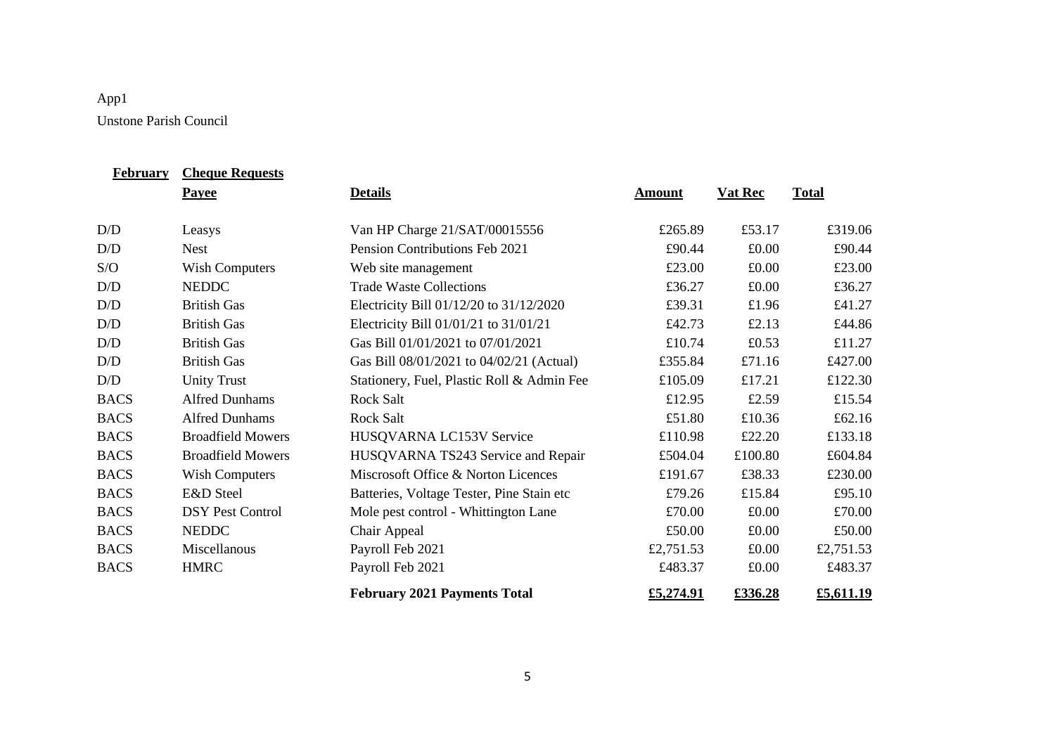App1

Unstone Parish Council

| February | Cheque Requests | | | | |
|---|---|---|---|---|---|
| | **Payee** | **Details** | **Amount** | **Vat Rec** | **Total** |
| D/D | Leasys | Van HP Charge 21/SAT/00015556 | £265.89 | £53.17 | £319.06 |
| D/D | Nest | Pension Contributions Feb 2021 | £90.44 | £0.00 | £90.44 |
| S/O | Wish Computers | Web site management | £23.00 | £0.00 | £23.00 |
| D/D | NEDDC | Trade Waste Collections | £36.27 | £0.00 | £36.27 |
| D/D | British Gas | Electricity Bill 01/12/20 to 31/12/2020 | £39.31 | £1.96 | £41.27 |
| D/D | British Gas | Electricity Bill 01/01/21 to 31/01/21 | £42.73 | £2.13 | £44.86 |
| D/D | British Gas | Gas Bill 01/01/2021 to 07/01/2021 | £10.74 | £0.53 | £11.27 |
| D/D | British Gas | Gas Bill 08/01/2021 to 04/02/21 (Actual) | £355.84 | £71.16 | £427.00 |
| D/D | Unity Trust | Stationery, Fuel, Plastic Roll & Admin Fee | £105.09 | £17.21 | £122.30 |
| BACS | Alfred Dunhams | Rock Salt | £12.95 | £2.59 | £15.54 |
| BACS | Alfred Dunhams | Rock Salt | £51.80 | £10.36 | £62.16 |
| BACS | Broadfield Mowers | HUSQVARNA LC153V Service | £110.98 | £22.20 | £133.18 |
| BACS | Broadfield Mowers | HUSQVARNA TS243 Service and Repair | £504.04 | £100.80 | £604.84 |
| BACS | Wish Computers | Miscrosoft Office & Norton Licences | £191.67 | £38.33 | £230.00 |
| BACS | E&D Steel | Batteries, Voltage Tester, Pine Stain etc | £79.26 | £15.84 | £95.10 |
| BACS | DSY Pest Control | Mole pest control - Whittington Lane | £70.00 | £0.00 | £70.00 |
| BACS | NEDDC | Chair Appeal | £50.00 | £0.00 | £50.00 |
| BACS | Miscellanous | Payroll Feb 2021 | £2,751.53 | £0.00 | £2,751.53 |
| BACS | HMRC | Payroll Feb 2021 | £483.37 | £0.00 | £483.37 |
| | | **February 2021 Payments Total** | **£5,274.91** | **£336.28** | **£5,611.19** |